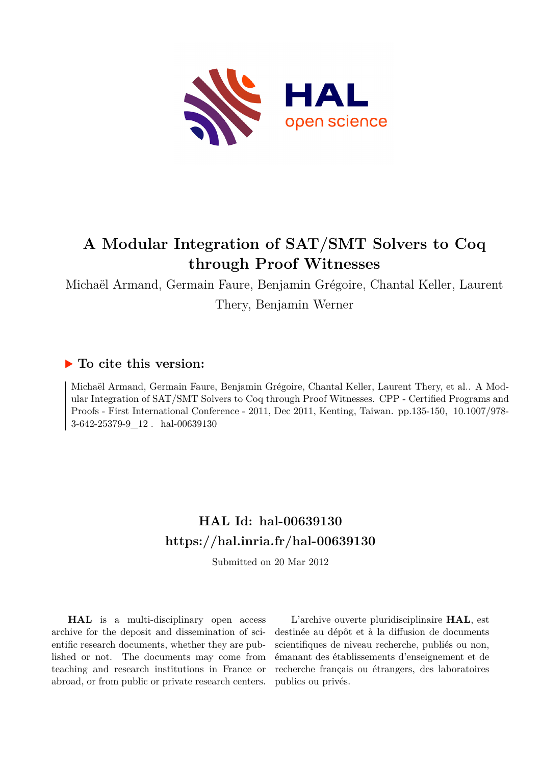# A Modular Integration of SAT/SMT Solvers to Coq through Proof Witnesses

Michaël Armand, Germain Faure, Benjamin Grégoire, Chantal Keller, Laurent Thery, Benjamin Werner

## ▶ To cite this version:

Michaël Armand, Germain Faure, Benjamin Grégoire, Chantal Keller, Laurent Thery, et al.. A Modular Integration of SAT/SMT Solvers to Coq through Proof Witnesses. CPP - Certified Programs and Proofs - First International Conference - 2011, Dec 2011, Kenting, Taiwan. pp.135-150, 10.1007/978-3-642-25379-9_12 . hal-00639130

## HAL Id: hal-00639130
## https://hal.inria.fr/hal-00639130

Submitted on 20 Mar 2012

**HAL** is a multi-disciplinary open access archive for the deposit and dissemination of scientific research documents, whether they are published or not. The documents may come from teaching and research institutions in France or abroad, or from public or private research centers.

L'archive ouverte pluridisciplinaire **HAL**, est destinée au dépôt et à la diffusion de documents scientifiques de niveau recherche, publiés ou non, émanant des établissements d'enseignement et de recherche français ou étrangers, des laboratoires publics ou privés.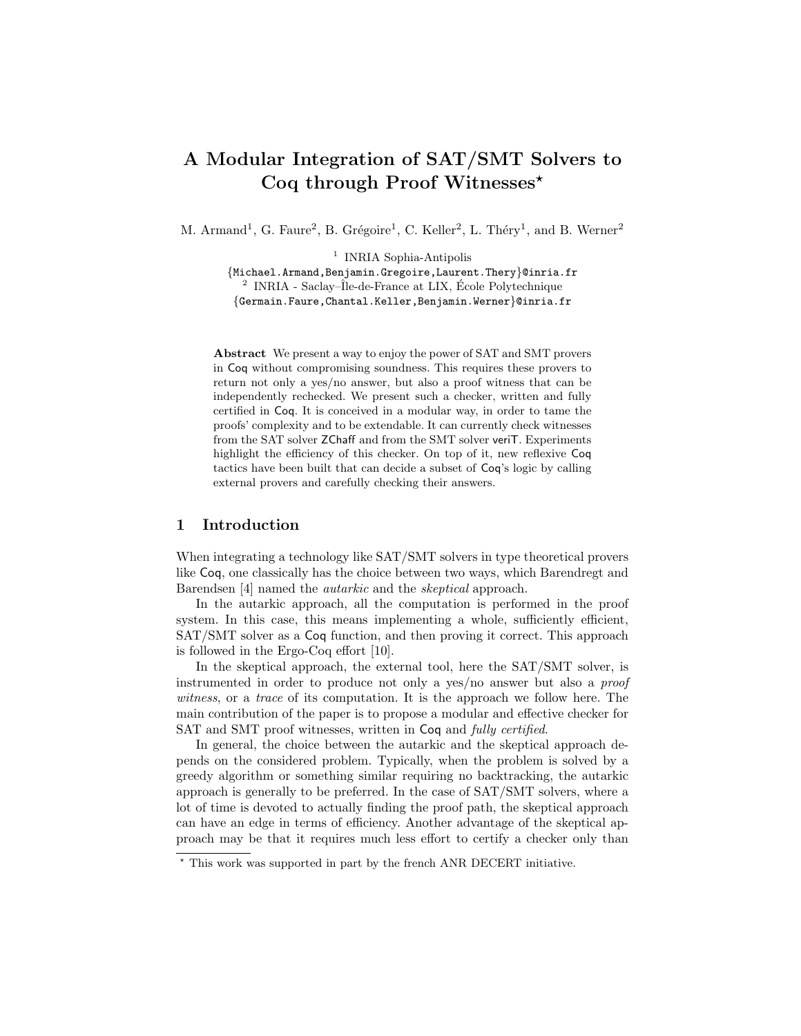# A Modular Integration of SAT/SMT Solvers to Coq through Proof Witnesses*

M. Armand[1], G. Faure[2], B. Grégoire[1], C. Keller[2], L. Théry[1], and B. Werner[2]

[1] INRIA Sophia-Antipolis
{Michael.Armand,Benjamin.Gregoire,Laurent.Thery}@inria.fr
[2] INRIA - Saclay–Île-de-France at LIX, École Polytechnique
{Germain.Faure,Chantal.Keller,Benjamin.Werner}@inria.fr

**Abstract** We present a way to enjoy the power of SAT and SMT provers in Coq without compromising soundness. This requires these provers to return not only a yes/no answer, but also a proof witness that can be independently rechecked. We present such a checker, written and fully certified in Coq. It is conceived in a modular way, in order to tame the proofs' complexity and to be extendable. It can currently check witnesses from the SAT solver ZChaff and from the SMT solver veriT. Experiments highlight the efficiency of this checker. On top of it, new reflexive Coq tactics have been built that can decide a subset of Coq's logic by calling external provers and carefully checking their answers.

## 1 Introduction

When integrating a technology like SAT/SMT solvers in type theoretical provers like Coq, one classically has the choice between two ways, which Barendregt and Barendsen [4] named the *autarkic* and the *skeptical* approach.

In the autarkic approach, all the computation is performed in the proof system. In this case, this means implementing a whole, sufficiently efficient, SAT/SMT solver as a Coq function, and then proving it correct. This approach is followed in the Ergo-Coq effort [10].

In the skeptical approach, the external tool, here the SAT/SMT solver, is instrumented in order to produce not only a yes/no answer but also a *proof witness*, or a *trace* of its computation. It is the approach we follow here. The main contribution of the paper is to propose a modular and effective checker for SAT and SMT proof witnesses, written in Coq and *fully certified*.

In general, the choice between the autarkic and the skeptical approach depends on the considered problem. Typically, when the problem is solved by a greedy algorithm or something similar requiring no backtracking, the autarkic approach is generally to be preferred. In the case of SAT/SMT solvers, where a lot of time is devoted to actually finding the proof path, the skeptical approach can have an edge in terms of efficiency. Another advantage of the skeptical approach may be that it requires much less effort to certify a checker only than

* This work was supported in part by the french ANR DECERT initiative.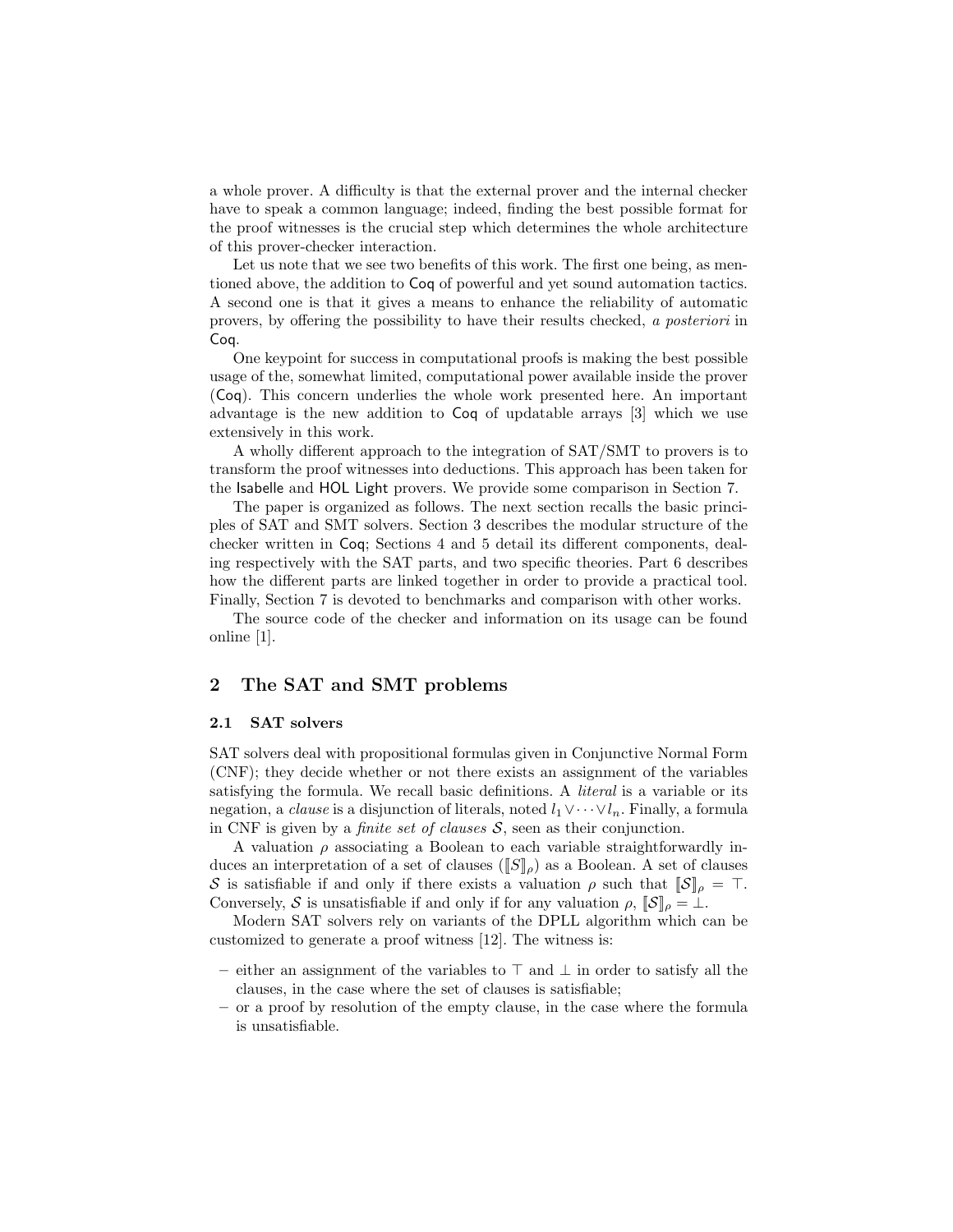a whole prover. A difficulty is that the external prover and the internal checker have to speak a common language; indeed, finding the best possible format for the proof witnesses is the crucial step which determines the whole architecture of this prover-checker interaction.

Let us note that we see two benefits of this work. The first one being, as mentioned above, the addition to Coq of powerful and yet sound automation tactics. A second one is that it gives a means to enhance the reliability of automatic provers, by offering the possibility to have their results checked, *a posteriori* in Coq.

One keypoint for success in computational proofs is making the best possible usage of the, somewhat limited, computational power available inside the prover (Coq). This concern underlies the whole work presented here. An important advantage is the new addition to Coq of updatable arrays [3] which we use extensively in this work.

A wholly different approach to the integration of SAT/SMT to provers is to transform the proof witnesses into deductions. This approach has been taken for the Isabelle and HOL Light provers. We provide some comparison in Section 7.

The paper is organized as follows. The next section recalls the basic principles of SAT and SMT solvers. Section 3 describes the modular structure of the checker written in Coq; Sections 4 and 5 detail its different components, dealing respectively with the SAT parts, and two specific theories. Part 6 describes how the different parts are linked together in order to provide a practical tool. Finally, Section 7 is devoted to benchmarks and comparison with other works.

The source code of the checker and information on its usage can be found online [1].

## 2 The SAT and SMT problems

### 2.1 SAT solvers

SAT solvers deal with propositional formulas given in Conjunctive Normal Form (CNF); they decide whether or not there exists an assignment of the variables satisfying the formula. We recall basic definitions. A *literal* is a variable or its negation, a *clause* is a disjunction of literals, noted $l_1 \vee \cdots \vee l_n$. Finally, a formula in CNF is given by a *finite set of clauses* $\mathcal{S}$, seen as their conjunction.

A valuation $\rho$ associating a Boolean to each variable straightforwardly induces an interpretation of a set of clauses ($[\![S]\!]_\rho$) as a Boolean. A set of clauses $\mathcal{S}$ is satisfiable if and only if there exists a valuation $\rho$ such that $[\![\mathcal{S}]\!]_\rho = \top$. Conversely, $\mathcal{S}$ is unsatisfiable if and only if for any valuation $\rho$, $[\![\mathcal{S}]\!]_\rho = \bot$.

Modern SAT solvers rely on variants of the DPLL algorithm which can be customized to generate a proof witness [12]. The witness is:

- either an assignment of the variables to $\top$ and $\bot$ in order to satisfy all the clauses, in the case where the set of clauses is satisfiable;
- or a proof by resolution of the empty clause, in the case where the formula is unsatisfiable.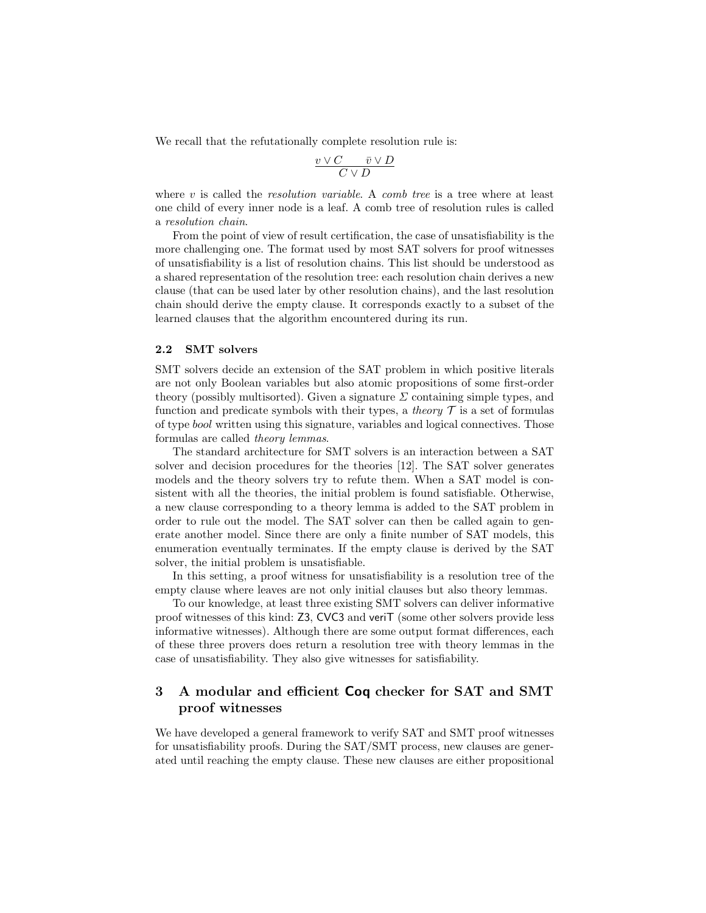We recall that the refutationally complete resolution rule is:

$$\frac{v \lor C \qquad \bar{v} \lor D}{C \lor D}$$

where $v$ is called the *resolution variable*. A *comb tree* is a tree where at least one child of every inner node is a leaf. A comb tree of resolution rules is called a *resolution chain*.

From the point of view of result certification, the case of unsatisfiability is the more challenging one. The format used by most SAT solvers for proof witnesses of unsatisfiability is a list of resolution chains. This list should be understood as a shared representation of the resolution tree: each resolution chain derives a new clause (that can be used later by other resolution chains), and the last resolution chain should derive the empty clause. It corresponds exactly to a subset of the learned clauses that the algorithm encountered during its run.

### 2.2 SMT solvers

SMT solvers decide an extension of the SAT problem in which positive literals are not only Boolean variables but also atomic propositions of some first-order theory (possibly multisorted). Given a signature $\Sigma$ containing simple types, and function and predicate symbols with their types, a *theory* $\mathcal{T}$ is a set of formulas of type *bool* written using this signature, variables and logical connectives. Those formulas are called *theory lemmas*.

The standard architecture for SMT solvers is an interaction between a SAT solver and decision procedures for the theories [12]. The SAT solver generates models and the theory solvers try to refute them. When a SAT model is consistent with all the theories, the initial problem is found satisfiable. Otherwise, a new clause corresponding to a theory lemma is added to the SAT problem in order to rule out the model. The SAT solver can then be called again to generate another model. Since there are only a finite number of SAT models, this enumeration eventually terminates. If the empty clause is derived by the SAT solver, the initial problem is unsatisfiable.

In this setting, a proof witness for unsatisfiability is a resolution tree of the empty clause where leaves are not only initial clauses but also theory lemmas.

To our knowledge, at least three existing SMT solvers can deliver informative proof witnesses of this kind: Z3, CVC3 and veriT (some other solvers provide less informative witnesses). Although there are some output format differences, each of these three provers does return a resolution tree with theory lemmas in the case of unsatisfiability. They also give witnesses for satisfiability.

## 3 A modular and efficient **Coq** checker for SAT and SMT proof witnesses

We have developed a general framework to verify SAT and SMT proof witnesses for unsatisfiability proofs. During the SAT/SMT process, new clauses are generated until reaching the empty clause. These new clauses are either propositional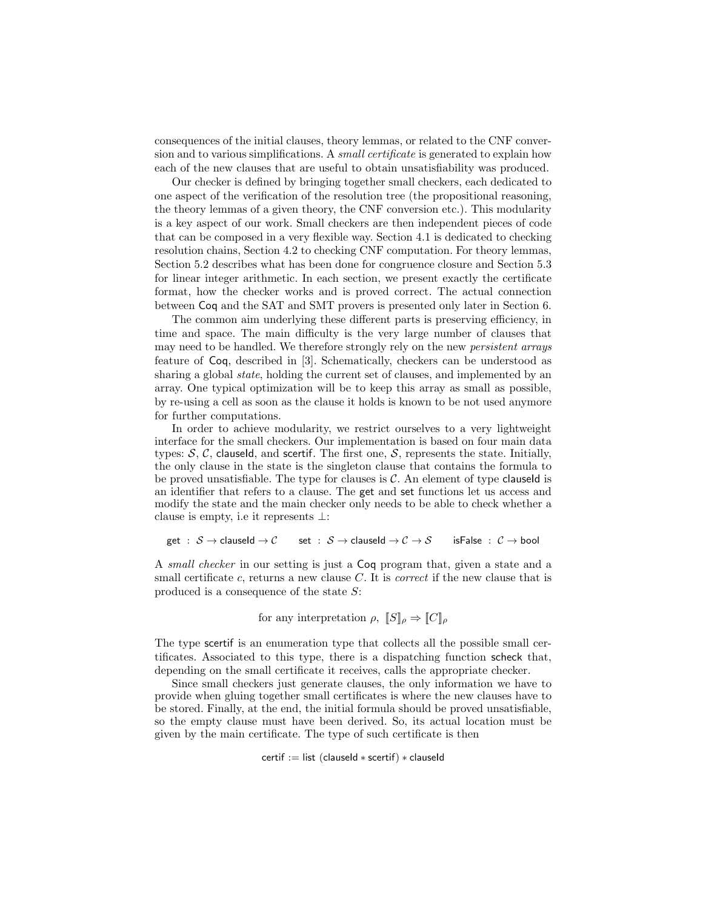consequences of the initial clauses, theory lemmas, or related to the CNF conversion and to various simplifications. A *small certificate* is generated to explain how each of the new clauses that are useful to obtain unsatisfiability was produced.

Our checker is defined by bringing together small checkers, each dedicated to one aspect of the verification of the resolution tree (the propositional reasoning, the theory lemmas of a given theory, the CNF conversion etc.). This modularity is a key aspect of our work. Small checkers are then independent pieces of code that can be composed in a very flexible way. Section 4.1 is dedicated to checking resolution chains, Section 4.2 to checking CNF computation. For theory lemmas, Section 5.2 describes what has been done for congruence closure and Section 5.3 for linear integer arithmetic. In each section, we present exactly the certificate format, how the checker works and is proved correct. The actual connection between Coq and the SAT and SMT provers is presented only later in Section 6.

The common aim underlying these different parts is preserving efficiency, in time and space. The main difficulty is the very large number of clauses that may need to be handled. We therefore strongly rely on the new *persistent arrays* feature of Coq, described in [3]. Schematically, checkers can be understood as sharing a global *state*, holding the current set of clauses, and implemented by an array. One typical optimization will be to keep this array as small as possible, by re-using a cell as soon as the clause it holds is known to be not used anymore for further computations.

In order to achieve modularity, we restrict ourselves to a very lightweight interface for the small checkers. Our implementation is based on four main data types: $\mathcal{S}$, $\mathcal{C}$, clauseId, and scertif. The first one, $\mathcal{S}$, represents the state. Initially, the only clause in the state is the singleton clause that contains the formula to be proved unsatisfiable. The type for clauses is $\mathcal{C}$. An element of type clauseId is an identifier that refers to a clause. The get and set functions let us access and modify the state and the main checker only needs to be able to check whether a clause is empty, i.e it represents $\bot$:

$$\mathsf{get} \;:\; \mathcal{S} \rightarrow \mathsf{clauseId} \rightarrow \mathcal{C} \qquad \mathsf{set} \;:\; \mathcal{S} \rightarrow \mathsf{clauseId} \rightarrow \mathcal{C} \rightarrow \mathcal{S} \qquad \mathsf{isFalse} \;:\; \mathcal{C} \rightarrow \mathsf{bool}$$

A *small checker* in our setting is just a Coq program that, given a state and a small certificate $c$, returns a new clause $C$. It is *correct* if the new clause that is produced is a consequence of the state $S$:

$$\text{for any interpretation } \rho,\ [\![S]\!]_\rho \Rightarrow [\![C]\!]_\rho$$

The type scertif is an enumeration type that collects all the possible small certificates. Associated to this type, there is a dispatching function scheck that, depending on the small certificate it receives, calls the appropriate checker.

Since small checkers just generate clauses, the only information we have to provide when gluing together small certificates is where the new clauses have to be stored. Finally, at the end, the initial formula should be proved unsatisfiable, so the empty clause must have been derived. So, its actual location must be given by the main certificate. The type of such certificate is then

$$\mathsf{certif} := \mathsf{list}\ (\mathsf{clauseId} * \mathsf{scertif}) * \mathsf{clauseId}$$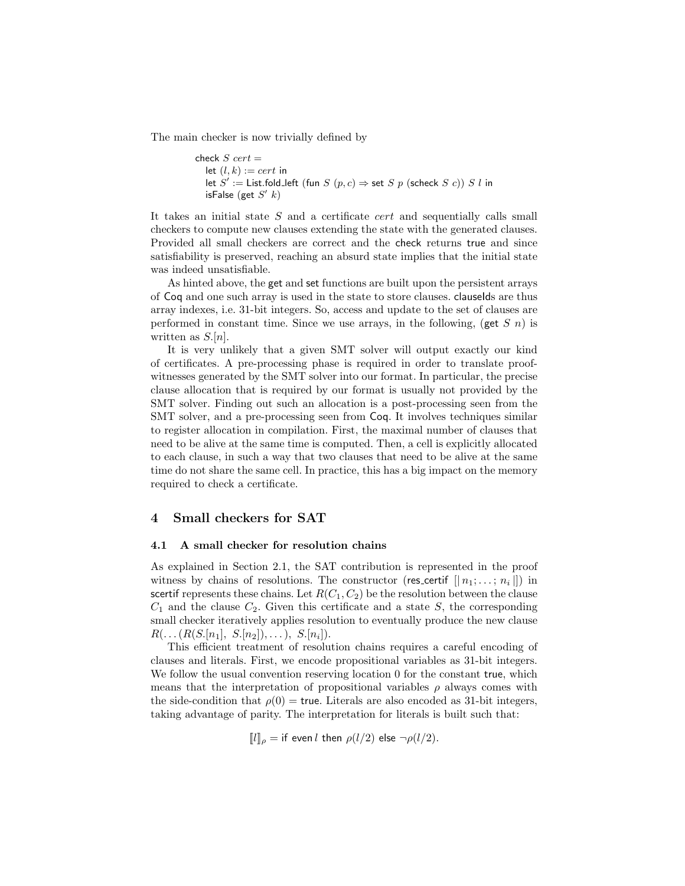The main checker is now trivially defined by

```
check S cert =
  let (l, k) := cert in
  let S' := List.fold_left (fun S (p, c) ⇒ set S p (scheck S c)) S l in
  isFalse (get S' k)
```

It takes an initial state $S$ and a certificate *cert* and sequentially calls small checkers to compute new clauses extending the state with the generated clauses. Provided all small checkers are correct and the check returns true and since satisfiability is preserved, reaching an absurd state implies that the initial state was indeed unsatisfiable.

As hinted above, the get and set functions are built upon the persistent arrays of Coq and one such array is used in the state to store clauses. clauseIds are thus array indexes, i.e. 31-bit integers. So, access and update to the set of clauses are performed in constant time. Since we use arrays, in the following, (get $S$ $n$) is written as $S.[n]$.

It is very unlikely that a given SMT solver will output exactly our kind of certificates. A pre-processing phase is required in order to translate proof-witnesses generated by the SMT solver into our format. In particular, the precise clause allocation that is required by our format is usually not provided by the SMT solver. Finding out such an allocation is a post-processing seen from the SMT solver, and a pre-processing seen from Coq. It involves techniques similar to register allocation in compilation. First, the maximal number of clauses that need to be alive at the same time is computed. Then, a cell is explicitly allocated to each clause, in such a way that two clauses that need to be alive at the same time do not share the same cell. In practice, this has a big impact on the memory required to check a certificate.

## 4 Small checkers for SAT

### 4.1 A small checker for resolution chains

As explained in Section 2.1, the SAT contribution is represented in the proof witness by chains of resolutions. The constructor (res_certif $[| n_1; \ldots; n_i |]$) in scertif represents these chains. Let $R(C_1, C_2)$ be the resolution between the clause $C_1$ and the clause $C_2$. Given this certificate and a state $S$, the corresponding small checker iteratively applies resolution to eventually produce the new clause $R(\ldots(R(S.[n_1],\ S.[n_2]), \ldots),\ S.[n_i])$.

This efficient treatment of resolution chains requires a careful encoding of clauses and literals. First, we encode propositional variables as 31-bit integers. We follow the usual convention reserving location 0 for the constant true, which means that the interpretation of propositional variables $\rho$ always comes with the side-condition that $\rho(0) = \mathsf{true}$. Literals are also encoded as 31-bit integers, taking advantage of parity. The interpretation for literals is built such that:

$$[\![l]\!]_\rho = \text{if even}\, l \text{ then } \rho(l/2) \text{ else } \neg\rho(l/2).$$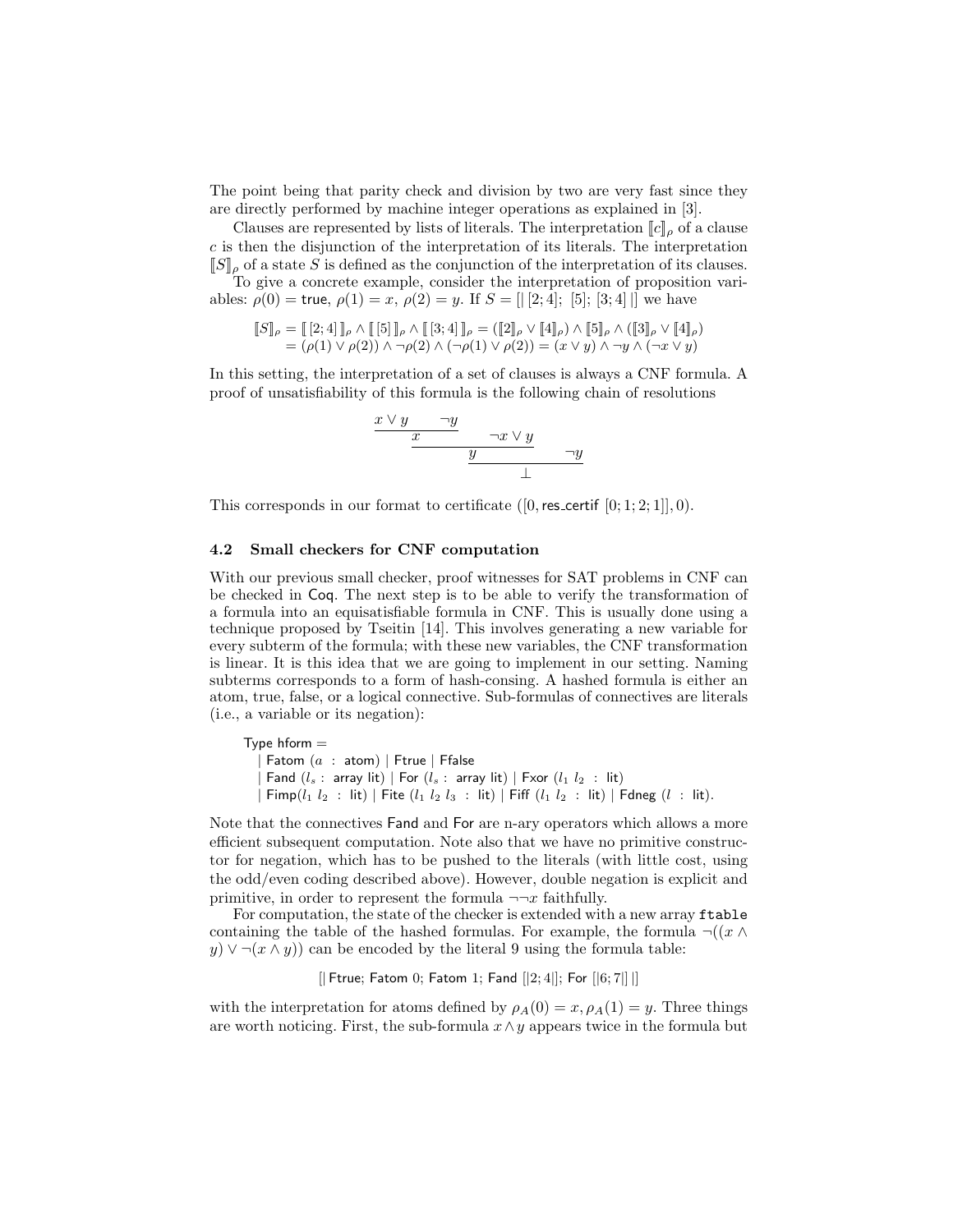The point being that parity check and division by two are very fast since they are directly performed by machine integer operations as explained in [3].

Clauses are represented by lists of literals. The interpretation $[\![c]\!]_\rho$ of a clause $c$ is then the disjunction of the interpretation of its literals. The interpretation $[\![S]\!]_\rho$ of a state $S$ is defined as the conjunction of the interpretation of its clauses.

To give a concrete example, consider the interpretation of proposition variables: $\rho(0) = \mathsf{true}$, $\rho(1) = x$, $\rho(2) = y$. If $S = [|\, [2; 4];\ [5];\ [3; 4]\, |]$ we have

$$
\begin{aligned}
[\![S]\!]_\rho &= [\![\, [2;4] \,]\!]_\rho \wedge [\![\, [5] \,]\!]_\rho \wedge [\![\, [3;4] \,]\!]_\rho = ([\![2]\!]_\rho \vee [\![4]\!]_\rho) \wedge [\![5]\!]_\rho \wedge ([\![3]\!]_\rho \vee [\![4]\!]_\rho) \\
&= (\rho(1) \vee \rho(2)) \wedge \neg\rho(2) \wedge (\neg\rho(1) \vee \rho(2)) = (x \vee y) \wedge \neg y \wedge (\neg x \vee y)
\end{aligned}
$$

In this setting, the interpretation of a set of clauses is always a CNF formula. A proof of unsatisfiability of this formula is the following chain of resolutions

$$
\dfrac{\dfrac{\dfrac{x \vee y \qquad \neg y}{x} \qquad \neg x \vee y}{y} \qquad \neg y}{\bot}
$$

This corresponds in our format to certificate $([0, \mathsf{res\_certif}\ [0;1;2;1]], 0)$.

### 4.2 Small checkers for CNF computation

With our previous small checker, proof witnesses for SAT problems in CNF can be checked in Coq. The next step is to be able to verify the transformation of a formula into an equisatisfiable formula in CNF. This is usually done using a technique proposed by Tseitin [14]. This involves generating a new variable for every subterm of the formula; with these new variables, the CNF transformation is linear. It is this idea that we are going to implement in our setting. Naming subterms corresponds to a form of hash-consing. A hashed formula is either an atom, true, false, or a logical connective. Sub-formulas of connectives are literals (i.e., a variable or its negation):

```
Type hform =
  | Fatom (a : atom) | Ftrue | Ffalse
  | Fand (ls : array lit) | For (ls : array lit) | Fxor (l1 l2 : lit)
  | Fimp(l1 l2 : lit) | Fite (l1 l2 l3 : lit) | Fiff (l1 l2 : lit) | Fdneg (l : lit).
```

Note that the connectives Fand and For are n-ary operators which allows a more efficient subsequent computation. Note also that we have no primitive constructor for negation, which has to be pushed to the literals (with little cost, using the odd/even coding described above). However, double negation is explicit and primitive, in order to represent the formula $\neg\neg x$ faithfully.

For computation, the state of the checker is extended with a new array `ftable` containing the table of the hashed formulas. For example, the formula $\neg((x \wedge y) \vee \neg(x \wedge y))$ can be encoded by the literal 9 using the formula table:

$$[|\ \mathsf{Ftrue};\ \mathsf{Fatom}\ 0;\ \mathsf{Fatom}\ 1;\ \mathsf{Fand}\ [|2;4|];\ \mathsf{For}\ [|6;7|]\ |]$$

with the interpretation for atoms defined by $\rho_A(0) = x, \rho_A(1) = y$. Three things are worth noticing. First, the sub-formula $x \wedge y$ appears twice in the formula but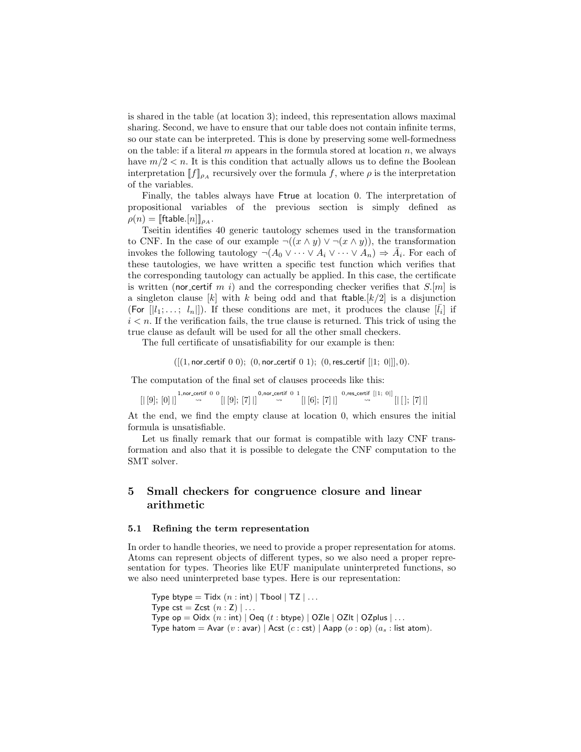is shared in the table (at location 3); indeed, this representation allows maximal sharing. Second, we have to ensure that our table does not contain infinite terms, so our state can be interpreted. This is done by preserving some well-formedness on the table: if a literal $m$ appears in the formula stored at location $n$, we always have $m/2 < n$. It is this condition that actually allows us to define the Boolean interpretation $[\![f]\!]_{\rho_A}$ recursively over the formula $f$, where $\rho$ is the interpretation of the variables.

Finally, the tables always have Ftrue at location 0. The interpretation of propositional variables of the previous section is simply defined as $\rho(n) = [\![\mathsf{ftable}.[n]]\!]_{\rho_A}$.

Tseitin identifies 40 generic tautology schemes used in the transformation to CNF. In the case of our example $\neg((x \wedge y) \vee \neg(x \wedge y))$, the transformation invokes the following tautology $\neg(A_0 \vee \cdots \vee A_i \vee \cdots \vee A_n) \Rightarrow \bar{A}_i$. For each of these tautologies, we have written a specific test function which verifies that the corresponding tautology can actually be applied. In this case, the certificate is written (nor_certif $m$ $i$) and the corresponding checker verifies that $S.[m]$ is a singleton clause $[k]$ with $k$ being odd and that $\mathsf{ftable}.[k/2]$ is a disjunction (For $[|l_1; \ldots;\ l_n|]$). If these conditions are met, it produces the clause $[\bar{l_i}]$ if $i < n$. If the verification fails, the true clause is returned. This trick of using the true clause as default will be used for all the other small checkers.

The full certificate of unsatisfiability for our example is then:

$$([(1, \mathsf{nor\_certif}\ 0\ 0);\ (0, \mathsf{nor\_certif}\ 0\ 1);\ (0, \mathsf{res\_certif}\ [|1;\ 0|]], 0).$$

The computation of the final set of clauses proceeds like this:

$$[|\,[9];\,[0]\,|] \overset{1,\mathsf{nor\_certif}\ 0\ 0}{\rightsquigarrow} [|\,[9];\,[7]\,|] \overset{0,\mathsf{nor\_certif}\ 0\ 1}{\rightsquigarrow} [|\,[6];\,[7]\,|] \overset{0,\mathsf{res\_certif}\ [|1;\ 0|]}{\rightsquigarrow} [|\,[\,];\,[7]\,|]$$

At the end, we find the empty clause at location 0, which ensures the initial formula is unsatisfiable.

Let us finally remark that our format is compatible with lazy CNF transformation and also that it is possible to delegate the CNF computation to the SMT solver.

## 5 Small checkers for congruence closure and linear arithmetic

### 5.1 Refining the term representation

In order to handle theories, we need to provide a proper representation for atoms. Atoms can represent objects of different types, so we also need a proper representation for types. Theories like EUF manipulate uninterpreted functions, so we also need uninterpreted base types. Here is our representation:

```
Type btype = Tidx (n : int) | Tbool | TZ | ...
Type cst = Zcst (n : Z) | ...
Type op = Oidx (n : int) | Oeq (t : btype) | OZle | OZlt | OZplus | ...
Type hatom = Avar (v : avar) | Acst (c : cst) | Aapp (o : op) (a_s : list atom).
```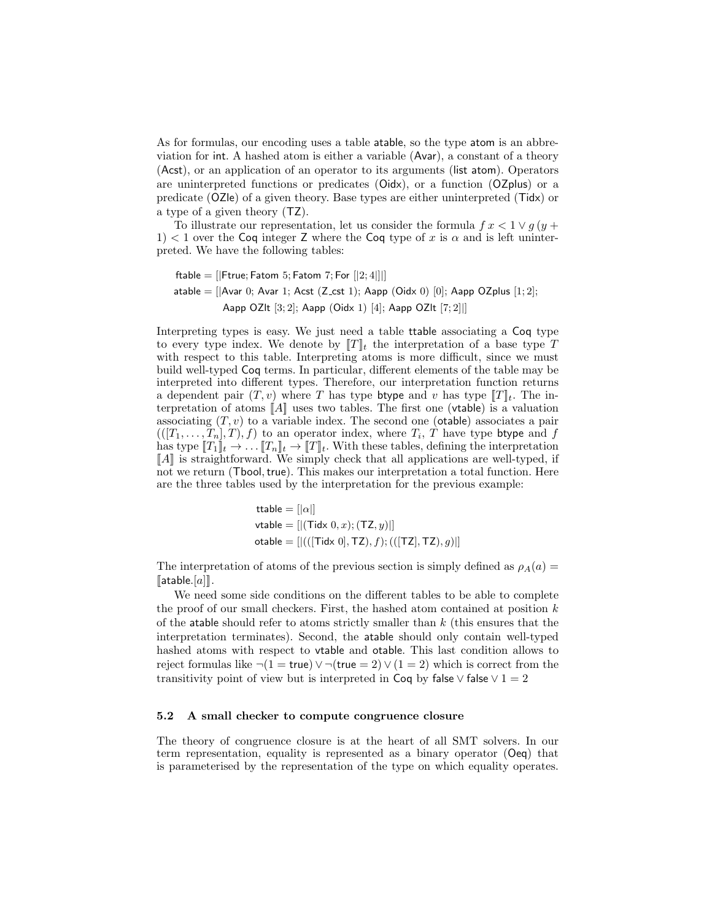As for formulas, our encoding uses a table atable, so the type atom is an abbreviation for int. A hashed atom is either a variable (Avar), a constant of a theory (Acst), or an application of an operator to its arguments (list atom). Operators are uninterpreted functions or predicates (Oidx), or a function (OZplus) or a predicate (OZle) of a given theory. Base types are either uninterpreted (Tidx) or a type of a given theory (TZ).

To illustrate our representation, let us consider the formula $f\,x < 1 \vee g\,(y + 1) < 1$ over the Coq integer Z where the Coq type of $x$ is $\alpha$ and is left uninterpreted. We have the following tables:

$$\begin{aligned}
&\mathsf{ftable} = [|\mathsf{Ftrue}; \mathsf{Fatom}\ 5; \mathsf{Fatom}\ 7; \mathsf{For}\ [|2;4|]|] \\
&\mathsf{atable} = [|\mathsf{Avar}\ 0; \mathsf{Avar}\ 1; \mathsf{Acst}\ (\mathsf{Z\_cst}\ 1); \mathsf{Aapp}\ (\mathsf{Oidx}\ 0)\ [0]; \mathsf{Aapp}\ \mathsf{OZplus}\ [1;2]; \\
&\qquad\qquad \mathsf{Aapp}\ \mathsf{OZlt}\ [3;2]; \mathsf{Aapp}\ (\mathsf{Oidx}\ 1)\ [4]; \mathsf{Aapp}\ \mathsf{OZlt}\ [7;2]|]
\end{aligned}$$

Interpreting types is easy. We just need a table ttable associating a Coq type to every type index. We denote by $[\![T]\!]_t$ the interpretation of a base type $T$ with respect to this table. Interpreting atoms is more difficult, since we must build well-typed Coq terms. In particular, different elements of the table may be interpreted into different types. Therefore, our interpretation function returns a dependent pair $(T, v)$ where $T$ has type btype and $v$ has type $[\![T]\!]_t$. The interpretation of atoms $[\![A]\!]$ uses two tables. The first one (vtable) is a valuation associating $(T, v)$ to a variable index. The second one (otable) associates a pair $(([T_1, \ldots, T_n], T), f)$ to an operator index, where $T_i$, $T$ have type btype and $f$ has type $[\![T_1]\!]_t \rightarrow \ldots [\![T_n]\!]_t \rightarrow [\![T]\!]_t$. With these tables, defining the interpretation $[\![A]\!]$ is straightforward. We simply check that all applications are well-typed, if not we return (Tbool, true). This makes our interpretation a total function. Here are the three tables used by the interpretation for the previous example:

$$\begin{aligned}
\mathsf{ttable} &= [|\alpha|] \\
\mathsf{vtable} &= [|(\mathsf{Tidx}\ 0, x); (\mathsf{TZ}, y)|] \\
\mathsf{otable} &= [|(([\mathsf{Tidx}\ 0], \mathsf{TZ}), f); (([\mathsf{TZ}], \mathsf{TZ}), g)|]
\end{aligned}$$

The interpretation of atoms of the previous section is simply defined as $\rho_A(a) = [\![\mathsf{atable}.[a]]\!]$.

We need some side conditions on the different tables to be able to complete the proof of our small checkers. First, the hashed atom contained at position $k$ of the atable should refer to atoms strictly smaller than $k$ (this ensures that the interpretation terminates). Second, the atable should only contain well-typed hashed atoms with respect to vtable and otable. This last condition allows to reject formulas like $\neg(1 = \mathsf{true}) \vee \neg(\mathsf{true} = 2) \vee (1 = 2)$ which is correct from the transitivity point of view but is interpreted in Coq by $\mathsf{false} \vee \mathsf{false} \vee 1 = 2$

### 5.2 A small checker to compute congruence closure

The theory of congruence closure is at the heart of all SMT solvers. In our term representation, equality is represented as a binary operator (Oeq) that is parameterised by the representation of the type on which equality operates.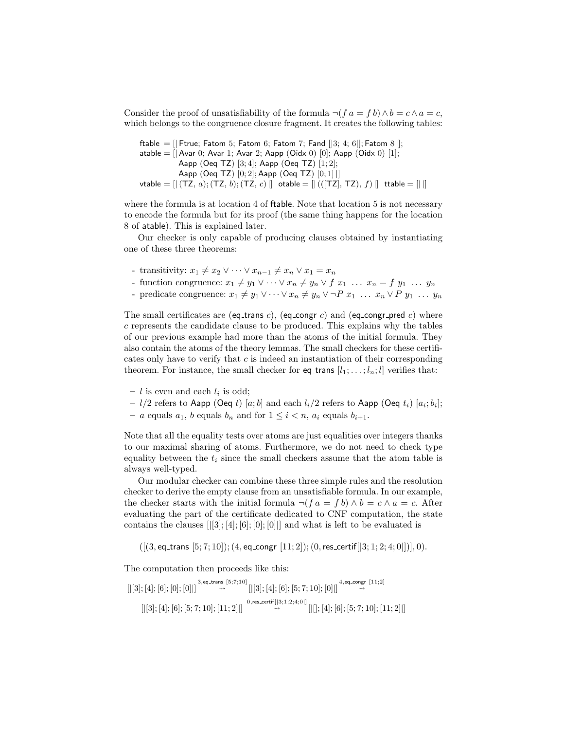Consider the proof of unsatisfiability of the formula $\neg(f\ a = f\ b) \wedge b = c \wedge a = c$, which belongs to the congruence closure fragment. It creates the following tables:

```
ftable = [| Ftrue; Fatom 5; Fatom 6; Fatom 7; Fand [|3; 4; 6|]; Fatom 8 |];
atable = [| Avar 0; Avar 1; Avar 2; Aapp (Oidx 0) [0]; Aapp (Oidx 0) [1];
            Aapp (Oeq TZ) [3; 4]; Aapp (Oeq TZ) [1; 2];
            Aapp (Oeq TZ) [0; 2]; Aapp (Oeq TZ) [0; 1] |]
vtable = [| (TZ, a); (TZ, b); (TZ, c) |]   otable = [| (([TZ], TZ), f) |]   ttable = [| |]
```

where the formula is at location 4 of ftable. Note that location 5 is not necessary to encode the formula but for its proof (the same thing happens for the location 8 of atable). This is explained later.

Our checker is only capable of producing clauses obtained by instantiating one of these three theorems:

- transitivity: $x_1 \neq x_2 \vee \cdots \vee x_{n-1} \neq x_n \vee x_1 = x_n$
- function congruence: $x_1 \neq y_1 \vee \cdots \vee x_n \neq y_n \vee f\ x_1\ \ldots\ x_n = f\ y_1\ \ldots\ y_n$
- predicate congruence: $x_1 \neq y_1 \vee \cdots \vee x_n \neq y_n \vee \neg P\ x_1\ \ldots\ x_n \vee P\ y_1\ \ldots\ y_n$

The small certificates are (eq_trans $c$), (eq_congr $c$) and (eq_congr_pred $c$) where $c$ represents the candidate clause to be produced. This explains why the tables of our previous example had more than the atoms of the initial formula. They also contain the atoms of the theory lemmas. The small checkers for these certificates only have to verify that $c$ is indeed an instantiation of their corresponding theorem. For instance, the small checker for eq_trans $[l_1; \ldots; l_n; l]$ verifies that:

- $l$ is even and each $l_i$ is odd;
- $l/2$ refers to Aapp (Oeq $t$) $[a; b]$ and each $l_i/2$ refers to Aapp (Oeq $t_i$) $[a_i; b_i]$;
- $a$ equals $a_1$, $b$ equals $b_n$ and for $1 \leq i < n$, $a_i$ equals $b_{i+1}$.

Note that all the equality tests over atoms are just equalities over integers thanks to our maximal sharing of atoms. Furthermore, we do not need to check type equality between the $t_i$ since the small checkers assume that the atom table is always well-typed.

Our modular checker can combine these three simple rules and the resolution checker to derive the empty clause from an unsatisfiable formula. In our example, the checker starts with the initial formula $\neg(f\ a = f\ b) \wedge b = c \wedge a = c$. After evaluating the part of the certificate dedicated to CNF computation, the state contains the clauses $[|[3]; [4]; [6]; [0]; [0]|]$ and what is left to be evaluated is

$$([(3, \mathsf{eq\_trans}\ [5; 7; 10]); (4, \mathsf{eq\_congr}\ [11; 2]); (0, \mathsf{res\_certif}[|3; 1; 2; 4; 0|])], 0).$$

The computation then proceeds like this:

$$[|[3]; [4]; [6]; [0]; [0]|] \overset{3, \mathsf{eq\_trans}\ [5;7;10]}{\rightsquigarrow} [|[3]; [4]; [6]; [5; 7; 10]; [0]|] \overset{4, \mathsf{eq\_congr}\ [11;2]}{\rightsquigarrow}$$

$$[|[3]; [4]; [6]; [5; 7; 10]; [11; 2]|] \overset{0, \mathsf{res\_certif}[|3;1;2;4;0|]}{\rightsquigarrow} [|[]; [4]; [6]; [5; 7; 10]; [11; 2]|]$$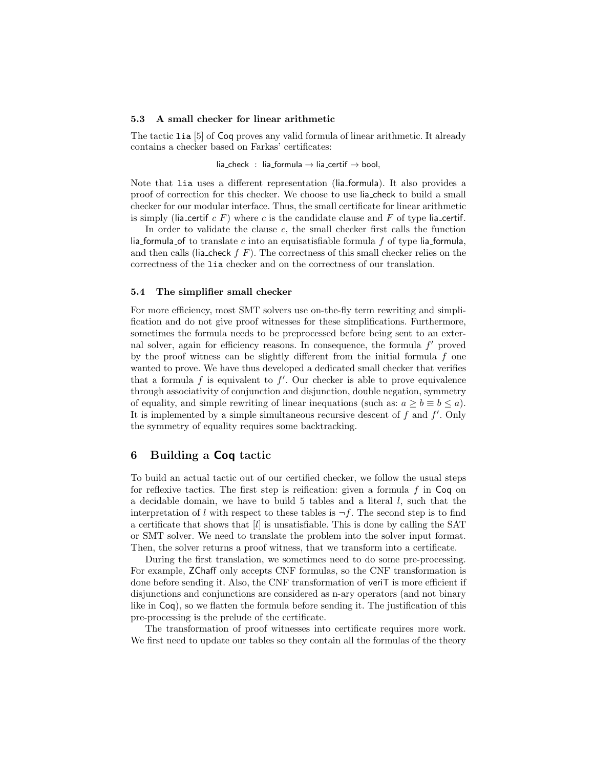### 5.3 A small checker for linear arithmetic

The tactic `lia` [5] of Coq proves any valid formula of linear arithmetic. It already contains a checker based on Farkas' certificates:

$$\text{lia\_check} \;:\; \text{lia\_formula} \rightarrow \text{lia\_certif} \rightarrow \text{bool},$$

Note that `lia` uses a different representation (lia_formula). It also provides a proof of correction for this checker. We choose to use lia_check to build a small checker for our modular interface. Thus, the small certificate for linear arithmetic is simply (lia_certif $c$ $F$) where $c$ is the candidate clause and $F$ of type lia_certif.

In order to validate the clause $c$, the small checker first calls the function lia_formula_of to translate $c$ into an equisatisfiable formula $f$ of type lia_formula, and then calls (lia_check $f$ $F$). The correctness of this small checker relies on the correctness of the `lia` checker and on the correctness of our translation.

### 5.4 The simplifier small checker

For more efficiency, most SMT solvers use on-the-fly term rewriting and simplification and do not give proof witnesses for these simplifications. Furthermore, sometimes the formula needs to be preprocessed before being sent to an external solver, again for efficiency reasons. In consequence, the formula $f'$ proved by the proof witness can be slightly different from the initial formula $f$ one wanted to prove. We have thus developed a dedicated small checker that verifies that a formula $f$ is equivalent to $f'$. Our checker is able to prove equivalence through associativity of conjunction and disjunction, double negation, symmetry of equality, and simple rewriting of linear inequations (such as: $a \geq b \equiv b \leq a$). It is implemented by a simple simultaneous recursive descent of $f$ and $f'$. Only the symmetry of equality requires some backtracking.

## 6 Building a Coq tactic

To build an actual tactic out of our certified checker, we follow the usual steps for reflexive tactics. The first step is reification: given a formula $f$ in Coq on a decidable domain, we have to build 5 tables and a literal $l$, such that the interpretation of $l$ with respect to these tables is $\neg f$. The second step is to find a certificate that shows that $[l]$ is unsatisfiable. This is done by calling the SAT or SMT solver. We need to translate the problem into the solver input format. Then, the solver returns a proof witness, that we transform into a certificate.

During the first translation, we sometimes need to do some pre-processing. For example, ZChaff only accepts CNF formulas, so the CNF transformation is done before sending it. Also, the CNF transformation of veriT is more efficient if disjunctions and conjunctions are considered as n-ary operators (and not binary like in Coq), so we flatten the formula before sending it. The justification of this pre-processing is the prelude of the certificate.

The transformation of proof witnesses into certificate requires more work. We first need to update our tables so they contain all the formulas of the theory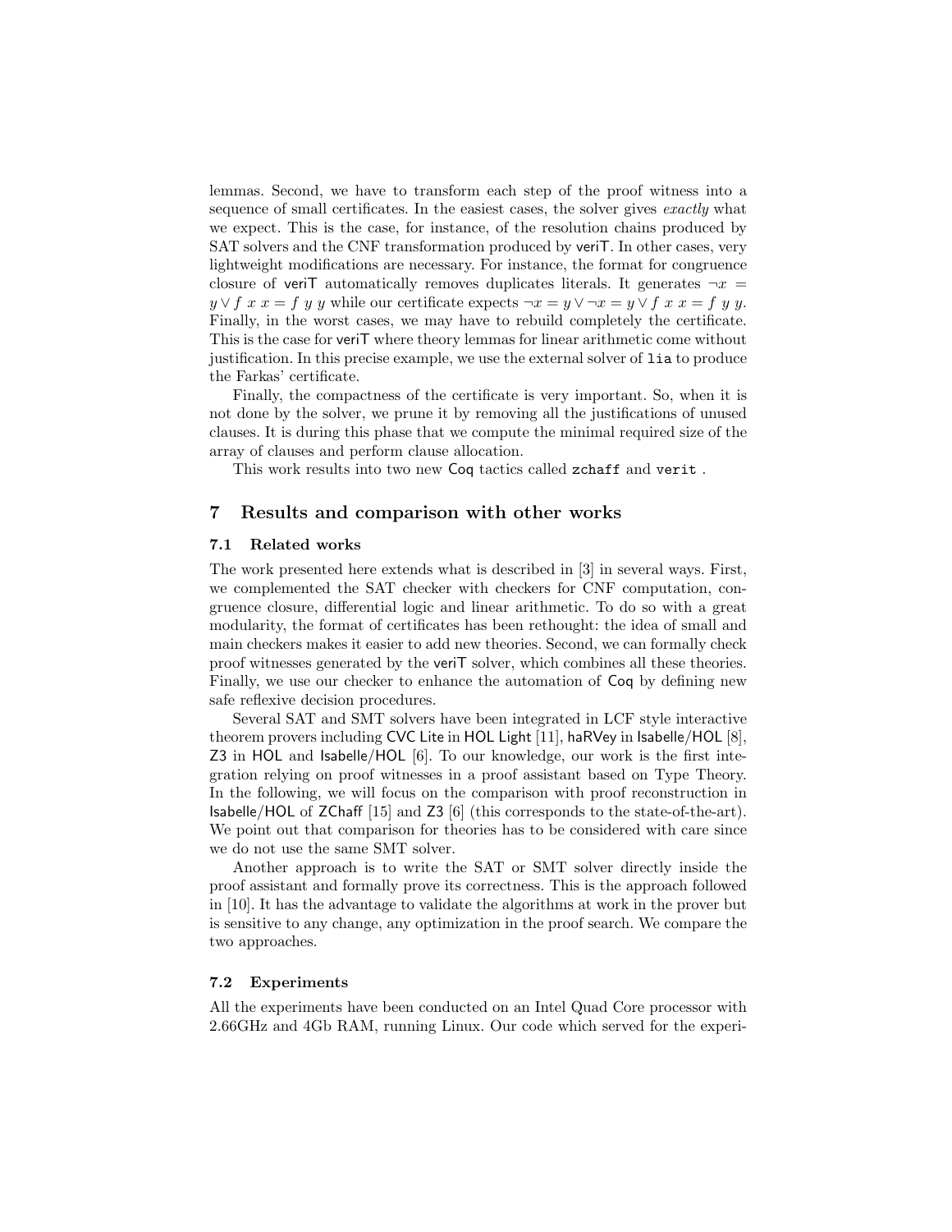lemmas. Second, we have to transform each step of the proof witness into a sequence of small certificates. In the easiest cases, the solver gives *exactly* what we expect. This is the case, for instance, of the resolution chains produced by SAT solvers and the CNF transformation produced by veriT. In other cases, very lightweight modifications are necessary. For instance, the format for congruence closure of veriT automatically removes duplicates literals. It generates $\neg x = y \vee f\ x\ x = f\ y\ y$ while our certificate expects $\neg x = y \vee \neg x = y \vee f\ x\ x = f\ y\ y$. Finally, in the worst cases, we may have to rebuild completely the certificate. This is the case for veriT where theory lemmas for linear arithmetic come without justification. In this precise example, we use the external solver of `lia` to produce the Farkas' certificate.

Finally, the compactness of the certificate is very important. So, when it is not done by the solver, we prune it by removing all the justifications of unused clauses. It is during this phase that we compute the minimal required size of the array of clauses and perform clause allocation.

This work results into two new Coq tactics called `zchaff` and `verit` .

## 7 Results and comparison with other works

### 7.1 Related works

The work presented here extends what is described in [3] in several ways. First, we complemented the SAT checker with checkers for CNF computation, congruence closure, differential logic and linear arithmetic. To do so with a great modularity, the format of certificates has been rethought: the idea of small and main checkers makes it easier to add new theories. Second, we can formally check proof witnesses generated by the veriT solver, which combines all these theories. Finally, we use our checker to enhance the automation of Coq by defining new safe reflexive decision procedures.

Several SAT and SMT solvers have been integrated in LCF style interactive theorem provers including CVC Lite in HOL Light [11], haRVey in Isabelle/HOL [8], Z3 in HOL and Isabelle/HOL [6]. To our knowledge, our work is the first integration relying on proof witnesses in a proof assistant based on Type Theory. In the following, we will focus on the comparison with proof reconstruction in Isabelle/HOL of ZChaff [15] and Z3 [6] (this corresponds to the state-of-the-art). We point out that comparison for theories has to be considered with care since we do not use the same SMT solver.

Another approach is to write the SAT or SMT solver directly inside the proof assistant and formally prove its correctness. This is the approach followed in [10]. It has the advantage to validate the algorithms at work in the prover but is sensitive to any change, any optimization in the proof search. We compare the two approaches.

### 7.2 Experiments

All the experiments have been conducted on an Intel Quad Core processor with 2.66GHz and 4Gb RAM, running Linux. Our code which served for the experi-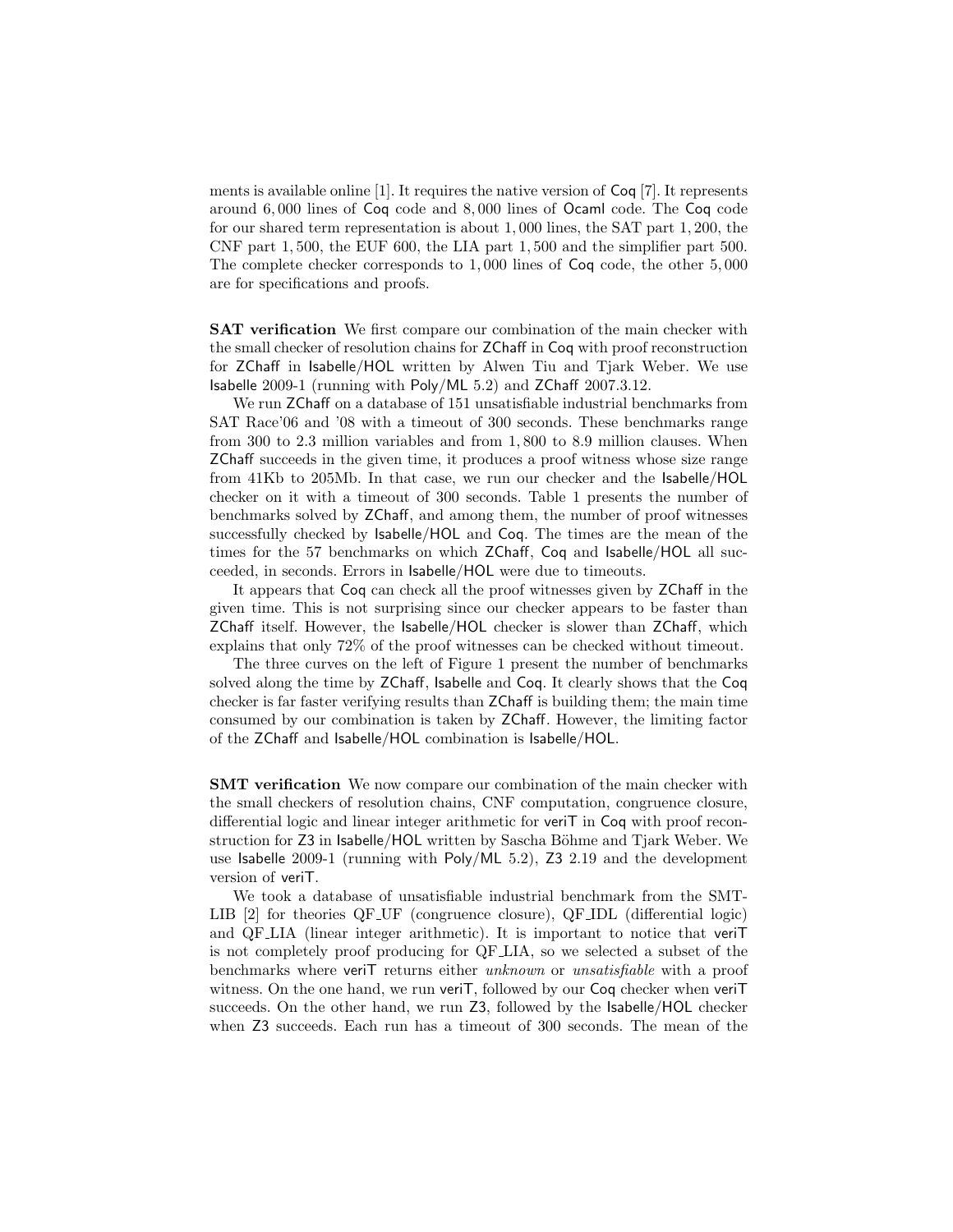ments is available online [1]. It requires the native version of Coq [7]. It represents around 6,000 lines of Coq code and 8,000 lines of Ocaml code. The Coq code for our shared term representation is about 1,000 lines, the SAT part 1,200, the CNF part 1,500, the EUF 600, the LIA part 1,500 and the simplifier part 500. The complete checker corresponds to 1,000 lines of Coq code, the other 5,000 are for specifications and proofs.

**SAT verification** We first compare our combination of the main checker with the small checker of resolution chains for ZChaff in Coq with proof reconstruction for ZChaff in Isabelle/HOL written by Alwen Tiu and Tjark Weber. We use Isabelle 2009-1 (running with Poly/ML 5.2) and ZChaff 2007.3.12.

We run ZChaff on a database of 151 unsatisfiable industrial benchmarks from SAT Race'06 and '08 with a timeout of 300 seconds. These benchmarks range from 300 to 2.3 million variables and from 1,800 to 8.9 million clauses. When ZChaff succeeds in the given time, it produces a proof witness whose size range from 41Kb to 205Mb. In that case, we run our checker and the Isabelle/HOL checker on it with a timeout of 300 seconds. Table 1 presents the number of benchmarks solved by ZChaff, and among them, the number of proof witnesses successfully checked by Isabelle/HOL and Coq. The times are the mean of the times for the 57 benchmarks on which ZChaff, Coq and Isabelle/HOL all succeeded, in seconds. Errors in Isabelle/HOL were due to timeouts.

It appears that Coq can check all the proof witnesses given by ZChaff in the given time. This is not surprising since our checker appears to be faster than ZChaff itself. However, the Isabelle/HOL checker is slower than ZChaff, which explains that only 72% of the proof witnesses can be checked without timeout.

The three curves on the left of Figure 1 present the number of benchmarks solved along the time by ZChaff, Isabelle and Coq. It clearly shows that the Coq checker is far faster verifying results than ZChaff is building them; the main time consumed by our combination is taken by ZChaff. However, the limiting factor of the ZChaff and Isabelle/HOL combination is Isabelle/HOL.

**SMT verification** We now compare our combination of the main checker with the small checkers of resolution chains, CNF computation, congruence closure, differential logic and linear integer arithmetic for veriT in Coq with proof reconstruction for Z3 in Isabelle/HOL written by Sascha Böhme and Tjark Weber. We use Isabelle 2009-1 (running with Poly/ML 5.2), Z3 2.19 and the development version of veriT.

We took a database of unsatisfiable industrial benchmark from the SMT-LIB [2] for theories QF_UF (congruence closure), QF_IDL (differential logic) and QF_LIA (linear integer arithmetic). It is important to notice that veriT is not completely proof producing for QF_LIA, so we selected a subset of the benchmarks where veriT returns either *unknown* or *unsatisfiable* with a proof witness. On the one hand, we run veriT, followed by our Coq checker when veriT succeeds. On the other hand, we run Z3, followed by the Isabelle/HOL checker when Z3 succeeds. Each run has a timeout of 300 seconds. The mean of the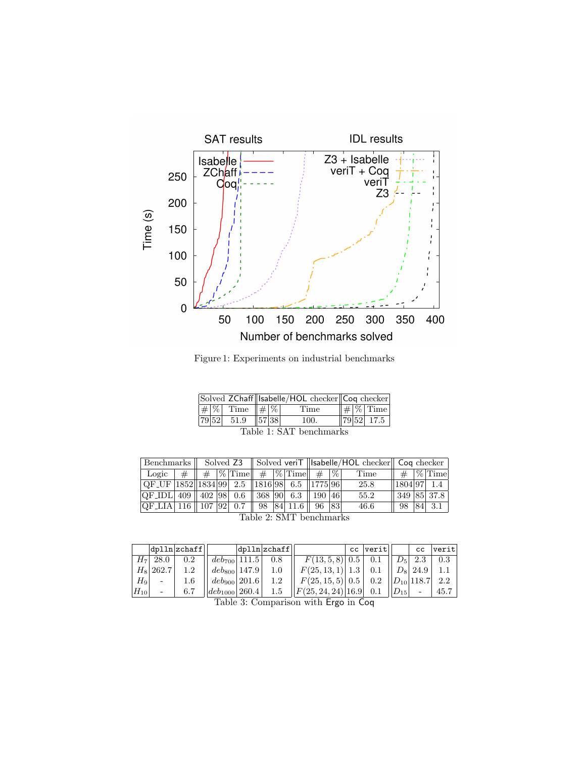Figure 1: Experiments on industrial benchmarks

| Solved ZChaff | | | Isabelle/HOL checker | | | Coq checker | | |
|---|---|---|---|---|---|---|---|---|
| # | % | Time | # | % | Time | # | % | Time |
| 79 | 52 | 51.9 | 57 | 38 | 100. | 79 | 52 | 17.5 |

Table 1: SAT benchmarks

| Benchmarks | | Solved Z3 | | | Solved veriT | | | Isabelle/HOL checker | | | Coq checker | | |
|---|---|---|---|---|---|---|---|---|---|---|---|---|---|
| Logic | # | # | % | Time | # | % | Time | # | % | Time | # | % | Time |
| QF_UF | 1852 | 1834 | 99 | 2.5 | 1816 | 98 | 6.5 | 1775 | 96 | 25.8 | 1804 | 97 | 1.4 |
| QF_IDL | 409 | 402 | 98 | 0.6 | 368 | 90 | 6.3 | 190 | 46 | 55.2 | 349 | 85 | 37.8 |
| QF_LIA | 116 | 107 | 92 | 0.7 | 98 | 84 | 11.6 | 96 | 83 | 46.6 | 98 | 84 | 3.1 |

Table 2: SMT benchmarks

| | dplln | zchaff |
|---|---|---|
| $H_7$ | 28.0 | 0.2 |
| $H_8$ | 262.7 | 1.2 |
| $H_9$ | - | 1.6 |
| $H_{10}$ | - | 6.7 |

| | dplln | zchaff |
|---|---|---|
| $deb_{700}$ | 111.5 | 0.8 |
| $deb_{800}$ | 147.9 | 1.0 |
| $deb_{900}$ | 201.6 | 1.2 |
| $deb_{1000}$ | 260.4 | 1.5 |

| | cc | verit |
|---|---|---|
| $F(13, 5, 8)$ | 0.5 | 0.1 |
| $F(25, 13, 1)$ | 1.3 | 0.1 |
| $F(25, 15, 5)$ | 0.5 | 0.2 |
| $F(25, 24, 24)$ | 16.9 | 0.1 |

| | cc | verit |
|---|---|---|
| $D_5$ | 2.3 | 0.3 |
| $D_8$ | 24.9 | 1.1 |
| $D_{10}$ | 118.7 | 2.2 |
| $D_{15}$ | - | 45.7 |

Table 3: Comparison with Ergo in Coq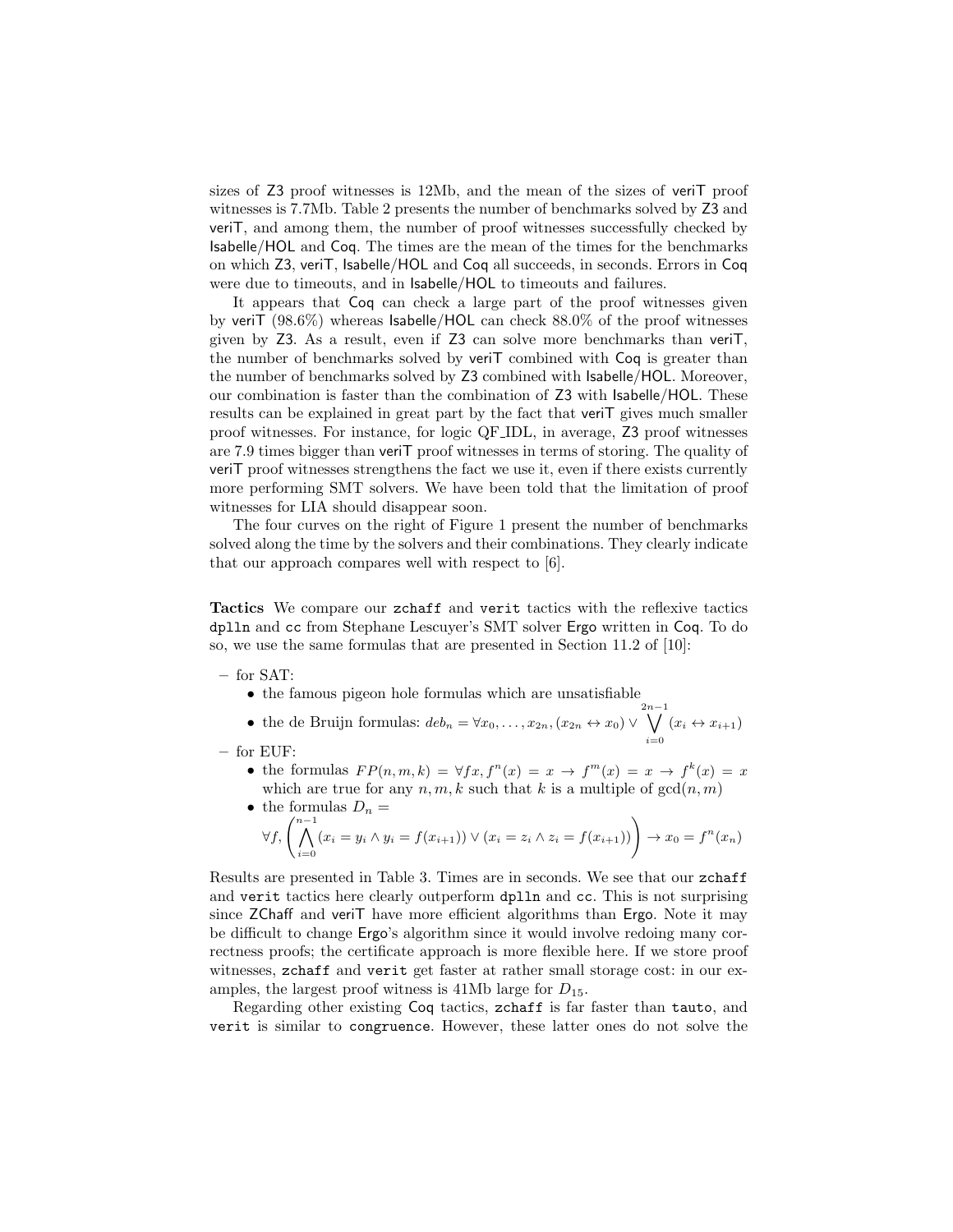sizes of Z3 proof witnesses is 12Mb, and the mean of the sizes of veriT proof witnesses is 7.7Mb. Table 2 presents the number of benchmarks solved by Z3 and veriT, and among them, the number of proof witnesses successfully checked by Isabelle/HOL and Coq. The times are the mean of the times for the benchmarks on which Z3, veriT, Isabelle/HOL and Coq all succeeds, in seconds. Errors in Coq were due to timeouts, and in Isabelle/HOL to timeouts and failures.

It appears that Coq can check a large part of the proof witnesses given by veriT (98.6%) whereas Isabelle/HOL can check 88.0% of the proof witnesses given by Z3. As a result, even if Z3 can solve more benchmarks than veriT, the number of benchmarks solved by veriT combined with Coq is greater than the number of benchmarks solved by Z3 combined with Isabelle/HOL. Moreover, our combination is faster than the combination of Z3 with Isabelle/HOL. These results can be explained in great part by the fact that veriT gives much smaller proof witnesses. For instance, for logic QF_IDL, in average, Z3 proof witnesses are 7.9 times bigger than veriT proof witnesses in terms of storing. The quality of veriT proof witnesses strengthens the fact we use it, even if there exists currently more performing SMT solvers. We have been told that the limitation of proof witnesses for LIA should disappear soon.

The four curves on the right of Figure 1 present the number of benchmarks solved along the time by the solvers and their combinations. They clearly indicate that our approach compares well with respect to [6].

**Tactics** We compare our `zchaff` and `verit` tactics with the reflexive tactics `dplln` and `cc` from Stephane Lescuyer's SMT solver Ergo written in Coq. To do so, we use the same formulas that are presented in Section 11.2 of [10]:

- for SAT:
  - the famous pigeon hole formulas which are unsatisfiable
  - the de Bruijn formulas: $deb_n = \forall x_0, \ldots, x_{2n}, (x_{2n} \leftrightarrow x_0) \vee \bigvee_{i=0}^{2n-1} (x_i \leftrightarrow x_{i+1})$
- for EUF:
  - the formulas $FP(n,m,k) = \forall f x, f^n(x) = x \to f^m(x) = x \to f^k(x) = x$ which are true for any $n, m, k$ such that $k$ is a multiple of $\gcd(n,m)$
  - the formulas $D_n = \forall f, \left( \bigwedge_{i=0}^{n-1} (x_i = y_i \wedge y_i = f(x_{i+1})) \vee (x_i = z_i \wedge z_i = f(x_{i+1})) \right) \to x_0 = f^n(x_n)$

Results are presented in Table 3. Times are in seconds. We see that our `zchaff` and `verit` tactics here clearly outperform `dplln` and `cc`. This is not surprising since ZChaff and veriT have more efficient algorithms than Ergo. Note it may be difficult to change Ergo's algorithm since it would involve redoing many correctness proofs; the certificate approach is more flexible here. If we store proof witnesses, `zchaff` and `verit` get faster at rather small storage cost: in our examples, the largest proof witness is 41Mb large for $D_{15}$.

Regarding other existing Coq tactics, `zchaff` is far faster than `tauto`, and `verit` is similar to `congruence`. However, these latter ones do not solve the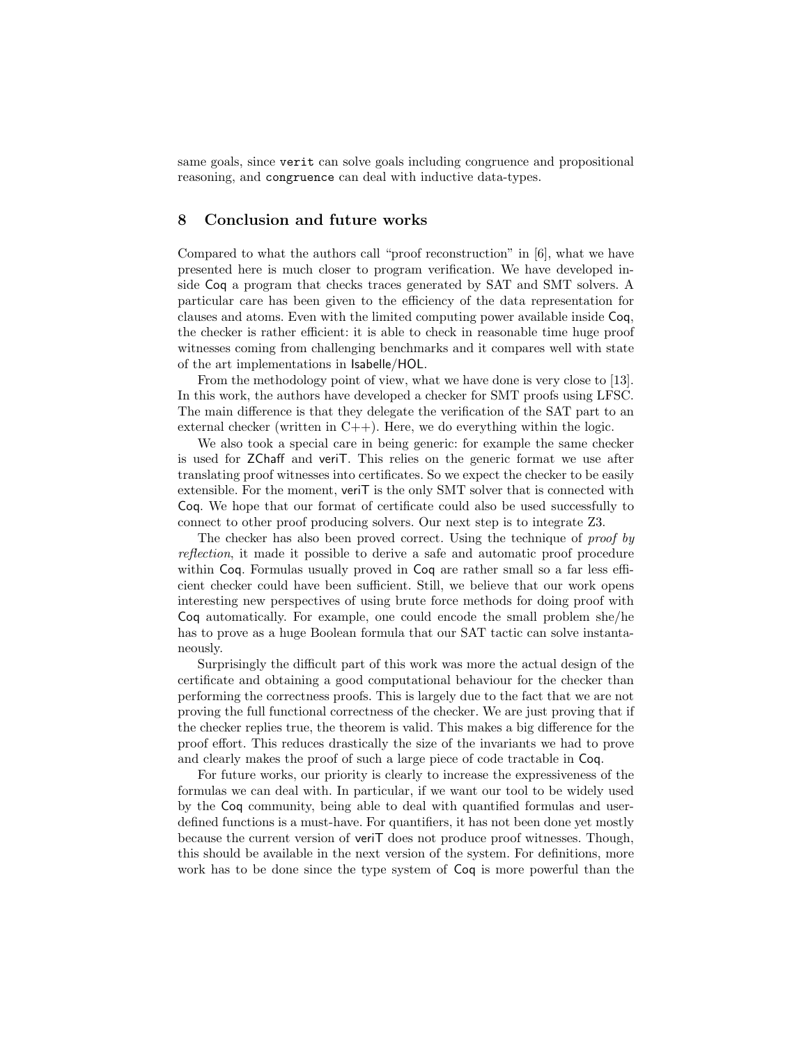same goals, since `verit` can solve goals including congruence and propositional reasoning, and `congruence` can deal with inductive data-types.

## 8 Conclusion and future works

Compared to what the authors call "proof reconstruction" in [6], what we have presented here is much closer to program verification. We have developed inside Coq a program that checks traces generated by SAT and SMT solvers. A particular care has been given to the efficiency of the data representation for clauses and atoms. Even with the limited computing power available inside Coq, the checker is rather efficient: it is able to check in reasonable time huge proof witnesses coming from challenging benchmarks and it compares well with state of the art implementations in Isabelle/HOL.

From the methodology point of view, what we have done is very close to [13]. In this work, the authors have developed a checker for SMT proofs using LFSC. The main difference is that they delegate the verification of the SAT part to an external checker (written in C++). Here, we do everything within the logic.

We also took a special care in being generic: for example the same checker is used for ZChaff and veriT. This relies on the generic format we use after translating proof witnesses into certificates. So we expect the checker to be easily extensible. For the moment, veriT is the only SMT solver that is connected with Coq. We hope that our format of certificate could also be used successfully to connect to other proof producing solvers. Our next step is to integrate Z3.

The checker has also been proved correct. Using the technique of *proof by reflection*, it made it possible to derive a safe and automatic proof procedure within Coq. Formulas usually proved in Coq are rather small so a far less efficient checker could have been sufficient. Still, we believe that our work opens interesting new perspectives of using brute force methods for doing proof with Coq automatically. For example, one could encode the small problem she/he has to prove as a huge Boolean formula that our SAT tactic can solve instantaneously.

Surprisingly the difficult part of this work was more the actual design of the certificate and obtaining a good computational behaviour for the checker than performing the correctness proofs. This is largely due to the fact that we are not proving the full functional correctness of the checker. We are just proving that if the checker replies true, the theorem is valid. This makes a big difference for the proof effort. This reduces drastically the size of the invariants we had to prove and clearly makes the proof of such a large piece of code tractable in Coq.

For future works, our priority is clearly to increase the expressiveness of the formulas we can deal with. In particular, if we want our tool to be widely used by the Coq community, being able to deal with quantified formulas and user-defined functions is a must-have. For quantifiers, it has not been done yet mostly because the current version of veriT does not produce proof witnesses. Though, this should be available in the next version of the system. For definitions, more work has to be done since the type system of Coq is more powerful than the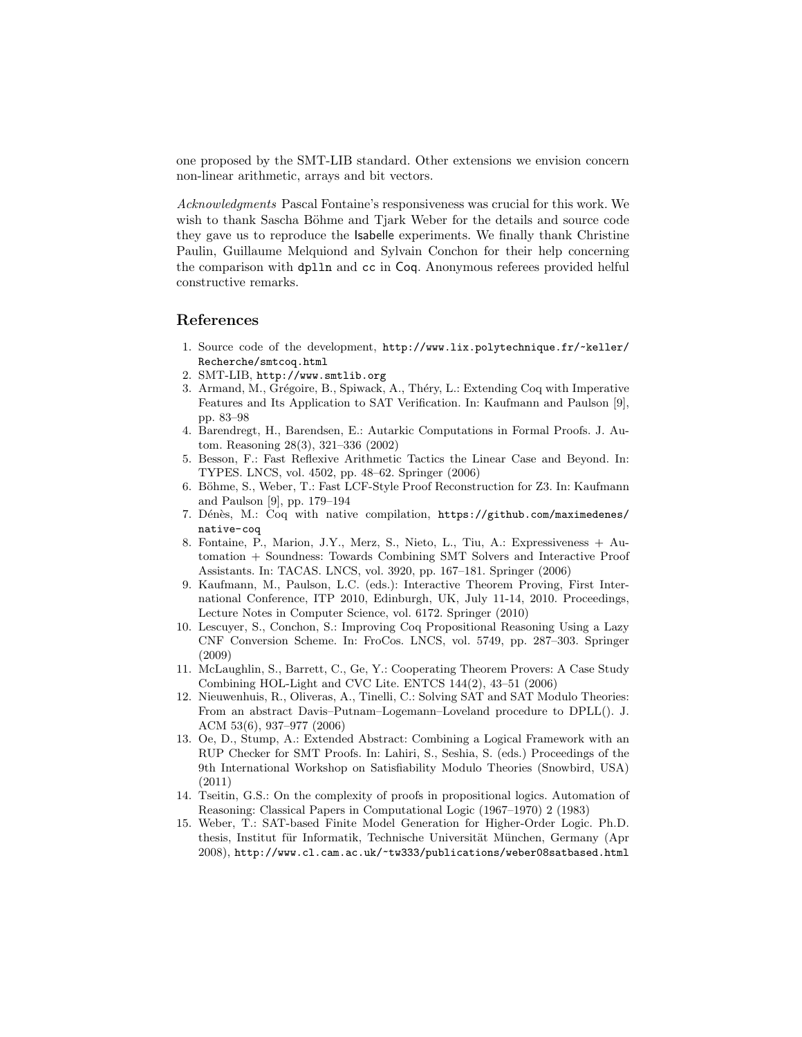one proposed by the SMT-LIB standard. Other extensions we envision concern non-linear arithmetic, arrays and bit vectors.

*Acknowledgments* Pascal Fontaine's responsiveness was crucial for this work. We wish to thank Sascha Böhme and Tjark Weber for the details and source code they gave us to reproduce the Isabelle experiments. We finally thank Christine Paulin, Guillaume Melquiond and Sylvain Conchon for their help concerning the comparison with `dplln` and `cc` in Coq. Anonymous referees provided helful constructive remarks.

## References

1. Source code of the development, `http://www.lix.polytechnique.fr/~keller/Recherche/smtcoq.html`
2. SMT-LIB, `http://www.smtlib.org`
3. Armand, M., Grégoire, B., Spiwack, A., Théry, L.: Extending Coq with Imperative Features and Its Application to SAT Verification. In: Kaufmann and Paulson [9], pp. 83–98
4. Barendregt, H., Barendsen, E.: Autarkic Computations in Formal Proofs. J. Autom. Reasoning 28(3), 321–336 (2002)
5. Besson, F.: Fast Reflexive Arithmetic Tactics the Linear Case and Beyond. In: TYPES. LNCS, vol. 4502, pp. 48–62. Springer (2006)
6. Böhme, S., Weber, T.: Fast LCF-Style Proof Reconstruction for Z3. In: Kaufmann and Paulson [9], pp. 179–194
7. Dénès, M.: Coq with native compilation, `https://github.com/maximedenes/native-coq`
8. Fontaine, P., Marion, J.Y., Merz, S., Nieto, L., Tiu, A.: Expressiveness + Automation + Soundness: Towards Combining SMT Solvers and Interactive Proof Assistants. In: TACAS. LNCS, vol. 3920, pp. 167–181. Springer (2006)
9. Kaufmann, M., Paulson, L.C. (eds.): Interactive Theorem Proving, First International Conference, ITP 2010, Edinburgh, UK, July 11-14, 2010. Proceedings, Lecture Notes in Computer Science, vol. 6172. Springer (2010)
10. Lescuyer, S., Conchon, S.: Improving Coq Propositional Reasoning Using a Lazy CNF Conversion Scheme. In: FroCos. LNCS, vol. 5749, pp. 287–303. Springer (2009)
11. McLaughlin, S., Barrett, C., Ge, Y.: Cooperating Theorem Provers: A Case Study Combining HOL-Light and CVC Lite. ENTCS 144(2), 43–51 (2006)
12. Nieuwenhuis, R., Oliveras, A., Tinelli, C.: Solving SAT and SAT Modulo Theories: From an abstract Davis–Putnam–Logemann–Loveland procedure to DPLL(). J. ACM 53(6), 937–977 (2006)
13. Oe, D., Stump, A.: Extended Abstract: Combining a Logical Framework with an RUP Checker for SMT Proofs. In: Lahiri, S., Seshia, S. (eds.) Proceedings of the 9th International Workshop on Satisfiability Modulo Theories (Snowbird, USA) (2011)
14. Tseitin, G.S.: On the complexity of proofs in propositional logics. Automation of Reasoning: Classical Papers in Computational Logic (1967–1970) 2 (1983)
15. Weber, T.: SAT-based Finite Model Generation for Higher-Order Logic. Ph.D. thesis, Institut für Informatik, Technische Universität München, Germany (Apr 2008), `http://www.cl.cam.ac.uk/~tw333/publications/weber08satbased.html`